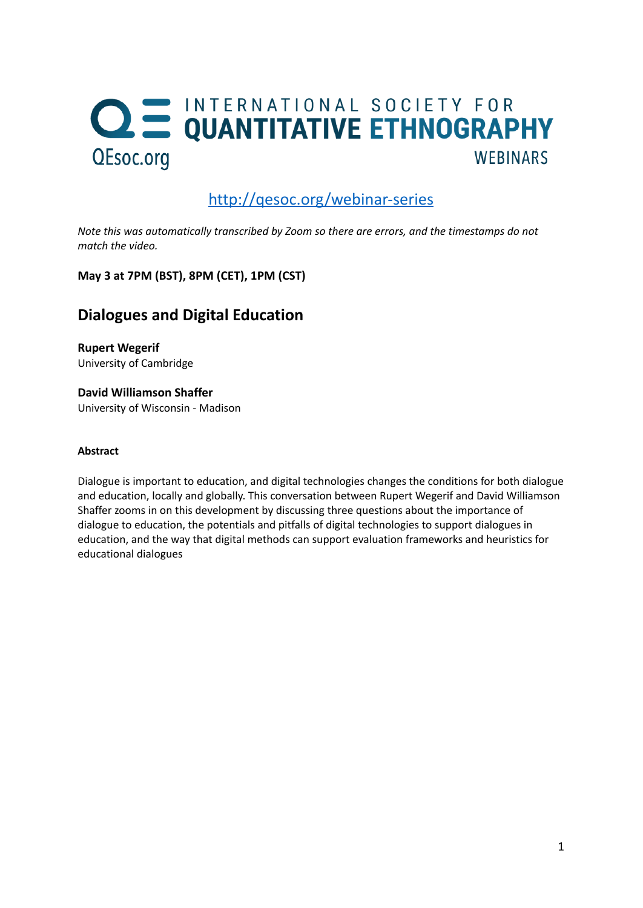# INTERNATIONAL SOCIETY FOR QUANTITATIVE ETHNOGRAPHY

QEsoc.org

WEBINARS

http://qesoc.org/webinar-series

*Note this was automatically transcribed by Zoom so there are errors, and the timestamps do not match the video.*

**May 3 at 7PM (BST), 8PM (CET), 1PM (CST)**

## Dialogues and Digital Education

**Rupert Wegerif**
University of Cambridge

**David Williamson Shaffer**
University of Wisconsin - Madison

#### Abstract

Dialogue is important to education, and digital technologies changes the conditions for both dialogue and education, locally and globally. This conversation between Rupert Wegerif and David Williamson Shaffer zooms in on this development by discussing three questions about the importance of dialogue to education, the potentials and pitfalls of digital technologies to support dialogues in education, and the way that digital methods can support evaluation frameworks and heuristics for educational dialogues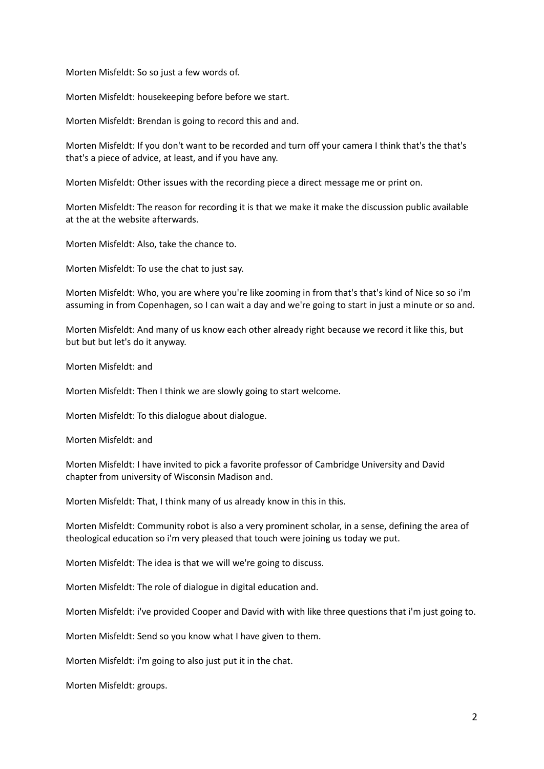Morten Misfeldt: So so just a few words of.

Morten Misfeldt: housekeeping before before we start.

Morten Misfeldt: Brendan is going to record this and and.

Morten Misfeldt: If you don't want to be recorded and turn off your camera I think that's the that's that's a piece of advice, at least, and if you have any.

Morten Misfeldt: Other issues with the recording piece a direct message me or print on.

Morten Misfeldt: The reason for recording it is that we make it make the discussion public available at the at the website afterwards.

Morten Misfeldt: Also, take the chance to.

Morten Misfeldt: To use the chat to just say.

Morten Misfeldt: Who, you are where you're like zooming in from that's that's kind of Nice so so i'm assuming in from Copenhagen, so I can wait a day and we're going to start in just a minute or so and.

Morten Misfeldt: And many of us know each other already right because we record it like this, but but but but let's do it anyway.

Morten Misfeldt: and

Morten Misfeldt: Then I think we are slowly going to start welcome.

Morten Misfeldt: To this dialogue about dialogue.

Morten Misfeldt: and

Morten Misfeldt: I have invited to pick a favorite professor of Cambridge University and David chapter from university of Wisconsin Madison and.

Morten Misfeldt: That, I think many of us already know in this in this.

Morten Misfeldt: Community robot is also a very prominent scholar, in a sense, defining the area of theological education so i'm very pleased that touch were joining us today we put.

Morten Misfeldt: The idea is that we will we're going to discuss.

Morten Misfeldt: The role of dialogue in digital education and.

Morten Misfeldt: i've provided Cooper and David with with like three questions that i'm just going to.

Morten Misfeldt: Send so you know what I have given to them.

Morten Misfeldt: i'm going to also just put it in the chat.

Morten Misfeldt: groups.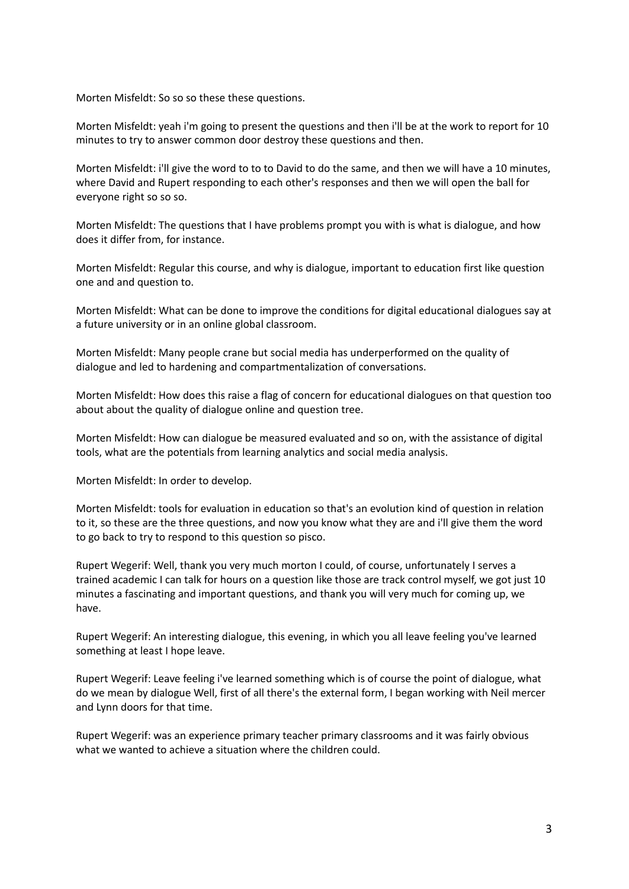Morten Misfeldt: So so so these these questions.

Morten Misfeldt: yeah i'm going to present the questions and then i'll be at the work to report for 10 minutes to try to answer common door destroy these questions and then.

Morten Misfeldt: i'll give the word to to to David to do the same, and then we will have a 10 minutes, where David and Rupert responding to each other's responses and then we will open the ball for everyone right so so so.

Morten Misfeldt: The questions that I have problems prompt you with is what is dialogue, and how does it differ from, for instance.

Morten Misfeldt: Regular this course, and why is dialogue, important to education first like question one and and question to.

Morten Misfeldt: What can be done to improve the conditions for digital educational dialogues say at a future university or in an online global classroom.

Morten Misfeldt: Many people crane but social media has underperformed on the quality of dialogue and led to hardening and compartmentalization of conversations.

Morten Misfeldt: How does this raise a flag of concern for educational dialogues on that question too about about the quality of dialogue online and question tree.

Morten Misfeldt: How can dialogue be measured evaluated and so on, with the assistance of digital tools, what are the potentials from learning analytics and social media analysis.

Morten Misfeldt: In order to develop.

Morten Misfeldt: tools for evaluation in education so that's an evolution kind of question in relation to it, so these are the three questions, and now you know what they are and i'll give them the word to go back to try to respond to this question so pisco.

Rupert Wegerif: Well, thank you very much morton I could, of course, unfortunately I serves a trained academic I can talk for hours on a question like those are track control myself, we got just 10 minutes a fascinating and important questions, and thank you will very much for coming up, we have.

Rupert Wegerif: An interesting dialogue, this evening, in which you all leave feeling you've learned something at least I hope leave.

Rupert Wegerif: Leave feeling i've learned something which is of course the point of dialogue, what do we mean by dialogue Well, first of all there's the external form, I began working with Neil mercer and Lynn doors for that time.

Rupert Wegerif: was an experience primary teacher primary classrooms and it was fairly obvious what we wanted to achieve a situation where the children could.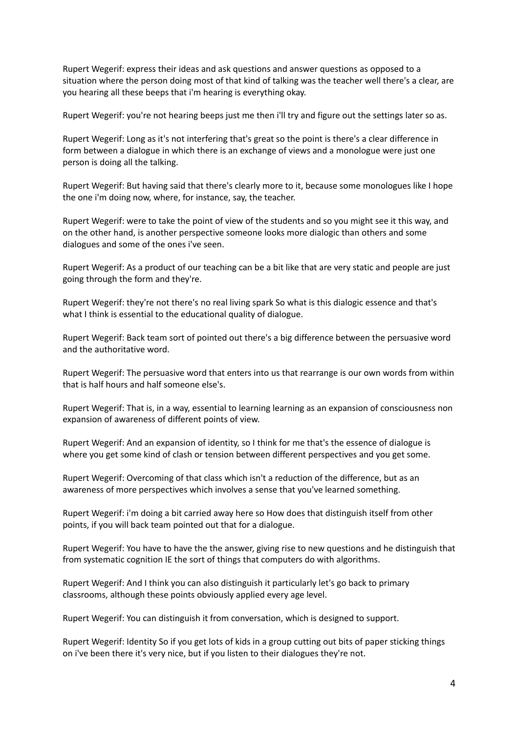Rupert Wegerif: express their ideas and ask questions and answer questions as opposed to a situation where the person doing most of that kind of talking was the teacher well there's a clear, are you hearing all these beeps that i'm hearing is everything okay.

Rupert Wegerif: you're not hearing beeps just me then i'll try and figure out the settings later so as.

Rupert Wegerif: Long as it's not interfering that's great so the point is there's a clear difference in form between a dialogue in which there is an exchange of views and a monologue were just one person is doing all the talking.

Rupert Wegerif: But having said that there's clearly more to it, because some monologues like I hope the one i'm doing now, where, for instance, say, the teacher.

Rupert Wegerif: were to take the point of view of the students and so you might see it this way, and on the other hand, is another perspective someone looks more dialogic than others and some dialogues and some of the ones i've seen.

Rupert Wegerif: As a product of our teaching can be a bit like that are very static and people are just going through the form and they're.

Rupert Wegerif: they're not there's no real living spark So what is this dialogic essence and that's what I think is essential to the educational quality of dialogue.

Rupert Wegerif: Back team sort of pointed out there's a big difference between the persuasive word and the authoritative word.

Rupert Wegerif: The persuasive word that enters into us that rearrange is our own words from within that is half hours and half someone else's.

Rupert Wegerif: That is, in a way, essential to learning learning as an expansion of consciousness non expansion of awareness of different points of view.

Rupert Wegerif: And an expansion of identity, so I think for me that's the essence of dialogue is where you get some kind of clash or tension between different perspectives and you get some.

Rupert Wegerif: Overcoming of that class which isn't a reduction of the difference, but as an awareness of more perspectives which involves a sense that you've learned something.

Rupert Wegerif: i'm doing a bit carried away here so How does that distinguish itself from other points, if you will back team pointed out that for a dialogue.

Rupert Wegerif: You have to have the the answer, giving rise to new questions and he distinguish that from systematic cognition IE the sort of things that computers do with algorithms.

Rupert Wegerif: And I think you can also distinguish it particularly let's go back to primary classrooms, although these points obviously applied every age level.

Rupert Wegerif: You can distinguish it from conversation, which is designed to support.

Rupert Wegerif: Identity So if you get lots of kids in a group cutting out bits of paper sticking things on i've been there it's very nice, but if you listen to their dialogues they're not.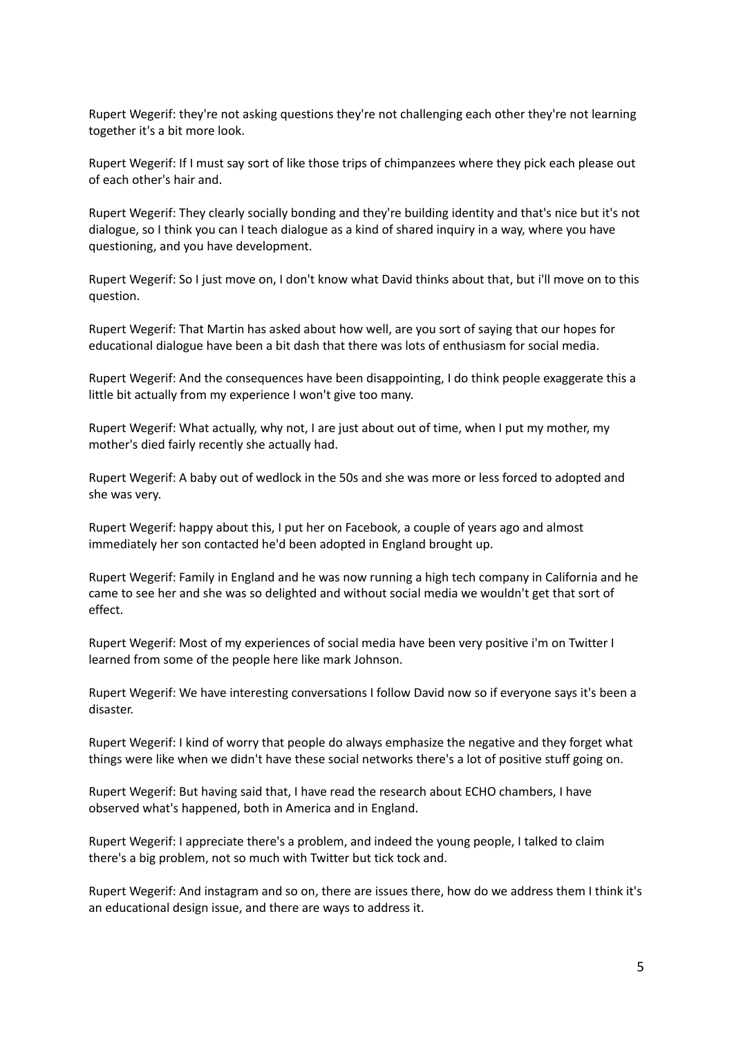Rupert Wegerif: they're not asking questions they're not challenging each other they're not learning together it's a bit more look.

Rupert Wegerif: If I must say sort of like those trips of chimpanzees where they pick each please out of each other's hair and.

Rupert Wegerif: They clearly socially bonding and they're building identity and that's nice but it's not dialogue, so I think you can I teach dialogue as a kind of shared inquiry in a way, where you have questioning, and you have development.

Rupert Wegerif: So I just move on, I don't know what David thinks about that, but i'll move on to this question.

Rupert Wegerif: That Martin has asked about how well, are you sort of saying that our hopes for educational dialogue have been a bit dash that there was lots of enthusiasm for social media.

Rupert Wegerif: And the consequences have been disappointing, I do think people exaggerate this a little bit actually from my experience I won't give too many.

Rupert Wegerif: What actually, why not, I are just about out of time, when I put my mother, my mother's died fairly recently she actually had.

Rupert Wegerif: A baby out of wedlock in the 50s and she was more or less forced to adopted and she was very.

Rupert Wegerif: happy about this, I put her on Facebook, a couple of years ago and almost immediately her son contacted he'd been adopted in England brought up.

Rupert Wegerif: Family in England and he was now running a high tech company in California and he came to see her and she was so delighted and without social media we wouldn't get that sort of effect.

Rupert Wegerif: Most of my experiences of social media have been very positive i'm on Twitter I learned from some of the people here like mark Johnson.

Rupert Wegerif: We have interesting conversations I follow David now so if everyone says it's been a disaster.

Rupert Wegerif: I kind of worry that people do always emphasize the negative and they forget what things were like when we didn't have these social networks there's a lot of positive stuff going on.

Rupert Wegerif: But having said that, I have read the research about ECHO chambers, I have observed what's happened, both in America and in England.

Rupert Wegerif: I appreciate there's a problem, and indeed the young people, I talked to claim there's a big problem, not so much with Twitter but tick tock and.

Rupert Wegerif: And instagram and so on, there are issues there, how do we address them I think it's an educational design issue, and there are ways to address it.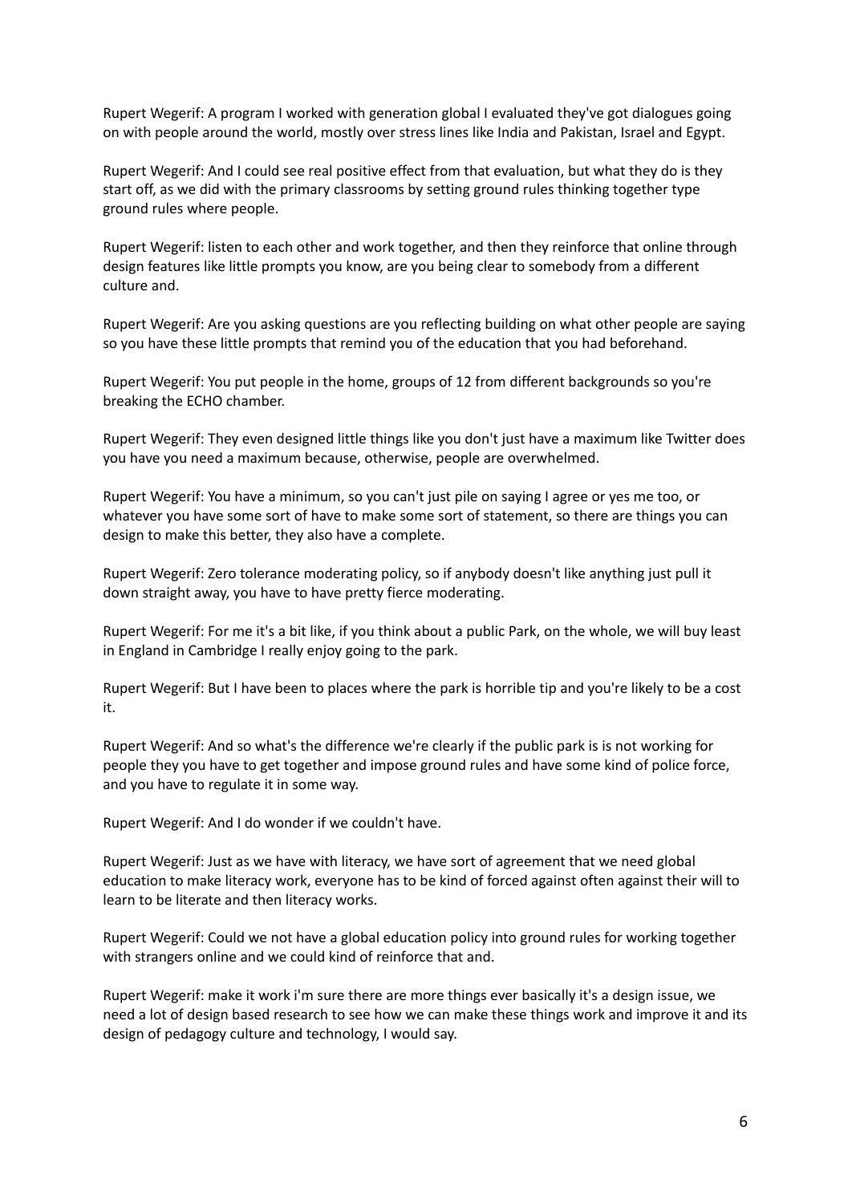Rupert Wegerif: A program I worked with generation global I evaluated they've got dialogues going on with people around the world, mostly over stress lines like India and Pakistan, Israel and Egypt.

Rupert Wegerif: And I could see real positive effect from that evaluation, but what they do is they start off, as we did with the primary classrooms by setting ground rules thinking together type ground rules where people.

Rupert Wegerif: listen to each other and work together, and then they reinforce that online through design features like little prompts you know, are you being clear to somebody from a different culture and.

Rupert Wegerif: Are you asking questions are you reflecting building on what other people are saying so you have these little prompts that remind you of the education that you had beforehand.

Rupert Wegerif: You put people in the home, groups of 12 from different backgrounds so you're breaking the ECHO chamber.

Rupert Wegerif: They even designed little things like you don't just have a maximum like Twitter does you have you need a maximum because, otherwise, people are overwhelmed.

Rupert Wegerif: You have a minimum, so you can't just pile on saying I agree or yes me too, or whatever you have some sort of have to make some sort of statement, so there are things you can design to make this better, they also have a complete.

Rupert Wegerif: Zero tolerance moderating policy, so if anybody doesn't like anything just pull it down straight away, you have to have pretty fierce moderating.

Rupert Wegerif: For me it's a bit like, if you think about a public Park, on the whole, we will buy least in England in Cambridge I really enjoy going to the park.

Rupert Wegerif: But I have been to places where the park is horrible tip and you're likely to be a cost it.

Rupert Wegerif: And so what's the difference we're clearly if the public park is is not working for people they you have to get together and impose ground rules and have some kind of police force, and you have to regulate it in some way.

Rupert Wegerif: And I do wonder if we couldn't have.

Rupert Wegerif: Just as we have with literacy, we have sort of agreement that we need global education to make literacy work, everyone has to be kind of forced against often against their will to learn to be literate and then literacy works.

Rupert Wegerif: Could we not have a global education policy into ground rules for working together with strangers online and we could kind of reinforce that and.

Rupert Wegerif: make it work i'm sure there are more things ever basically it's a design issue, we need a lot of design based research to see how we can make these things work and improve it and its design of pedagogy culture and technology, I would say.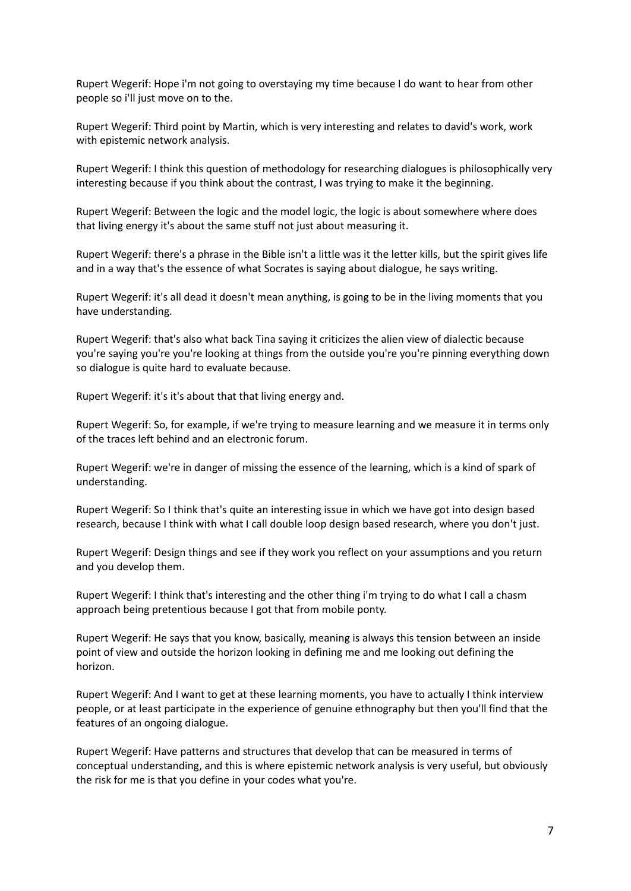Rupert Wegerif: Hope i'm not going to overstaying my time because I do want to hear from other people so i'll just move on to the.

Rupert Wegerif: Third point by Martin, which is very interesting and relates to david's work, work with epistemic network analysis.

Rupert Wegerif: I think this question of methodology for researching dialogues is philosophically very interesting because if you think about the contrast, I was trying to make it the beginning.

Rupert Wegerif: Between the logic and the model logic, the logic is about somewhere where does that living energy it's about the same stuff not just about measuring it.

Rupert Wegerif: there's a phrase in the Bible isn't a little was it the letter kills, but the spirit gives life and in a way that's the essence of what Socrates is saying about dialogue, he says writing.

Rupert Wegerif: it's all dead it doesn't mean anything, is going to be in the living moments that you have understanding.

Rupert Wegerif: that's also what back Tina saying it criticizes the alien view of dialectic because you're saying you're you're looking at things from the outside you're you're pinning everything down so dialogue is quite hard to evaluate because.

Rupert Wegerif: it's it's about that that living energy and.

Rupert Wegerif: So, for example, if we're trying to measure learning and we measure it in terms only of the traces left behind and an electronic forum.

Rupert Wegerif: we're in danger of missing the essence of the learning, which is a kind of spark of understanding.

Rupert Wegerif: So I think that's quite an interesting issue in which we have got into design based research, because I think with what I call double loop design based research, where you don't just.

Rupert Wegerif: Design things and see if they work you reflect on your assumptions and you return and you develop them.

Rupert Wegerif: I think that's interesting and the other thing i'm trying to do what I call a chasm approach being pretentious because I got that from mobile ponty.

Rupert Wegerif: He says that you know, basically, meaning is always this tension between an inside point of view and outside the horizon looking in defining me and me looking out defining the horizon.

Rupert Wegerif: And I want to get at these learning moments, you have to actually I think interview people, or at least participate in the experience of genuine ethnography but then you'll find that the features of an ongoing dialogue.

Rupert Wegerif: Have patterns and structures that develop that can be measured in terms of conceptual understanding, and this is where epistemic network analysis is very useful, but obviously the risk for me is that you define in your codes what you're.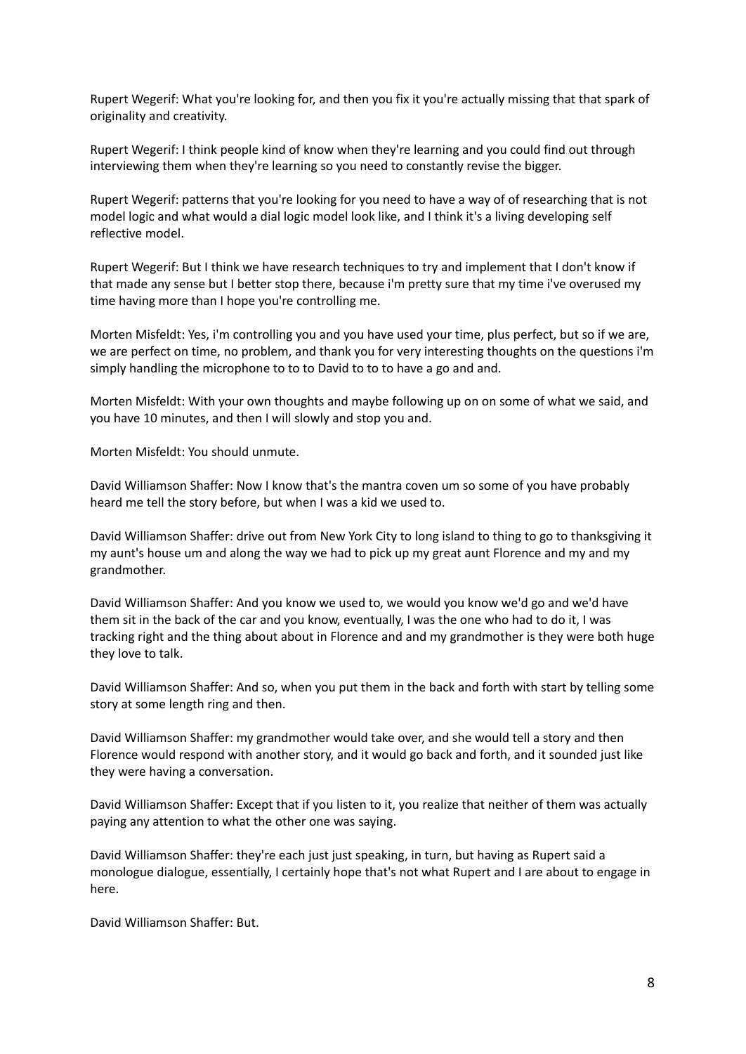Rupert Wegerif: What you're looking for, and then you fix it you're actually missing that that spark of originality and creativity.

Rupert Wegerif: I think people kind of know when they're learning and you could find out through interviewing them when they're learning so you need to constantly revise the bigger.

Rupert Wegerif: patterns that you're looking for you need to have a way of of researching that is not model logic and what would a dial logic model look like, and I think it's a living developing self reflective model.

Rupert Wegerif: But I think we have research techniques to try and implement that I don't know if that made any sense but I better stop there, because i'm pretty sure that my time i've overused my time having more than I hope you're controlling me.

Morten Misfeldt: Yes, i'm controlling you and you have used your time, plus perfect, but so if we are, we are perfect on time, no problem, and thank you for very interesting thoughts on the questions i'm simply handling the microphone to to to David to to to have a go and and.

Morten Misfeldt: With your own thoughts and maybe following up on on some of what we said, and you have 10 minutes, and then I will slowly and stop you and.

Morten Misfeldt: You should unmute.

David Williamson Shaffer: Now I know that's the mantra coven um so some of you have probably heard me tell the story before, but when I was a kid we used to.

David Williamson Shaffer: drive out from New York City to long island to thing to go to thanksgiving it my aunt's house um and along the way we had to pick up my great aunt Florence and my and my grandmother.

David Williamson Shaffer: And you know we used to, we would you know we'd go and we'd have them sit in the back of the car and you know, eventually, I was the one who had to do it, I was tracking right and the thing about about in Florence and and my grandmother is they were both huge they love to talk.

David Williamson Shaffer: And so, when you put them in the back and forth with start by telling some story at some length ring and then.

David Williamson Shaffer: my grandmother would take over, and she would tell a story and then Florence would respond with another story, and it would go back and forth, and it sounded just like they were having a conversation.

David Williamson Shaffer: Except that if you listen to it, you realize that neither of them was actually paying any attention to what the other one was saying.

David Williamson Shaffer: they're each just just speaking, in turn, but having as Rupert said a monologue dialogue, essentially, I certainly hope that's not what Rupert and I are about to engage in here.

David Williamson Shaffer: But.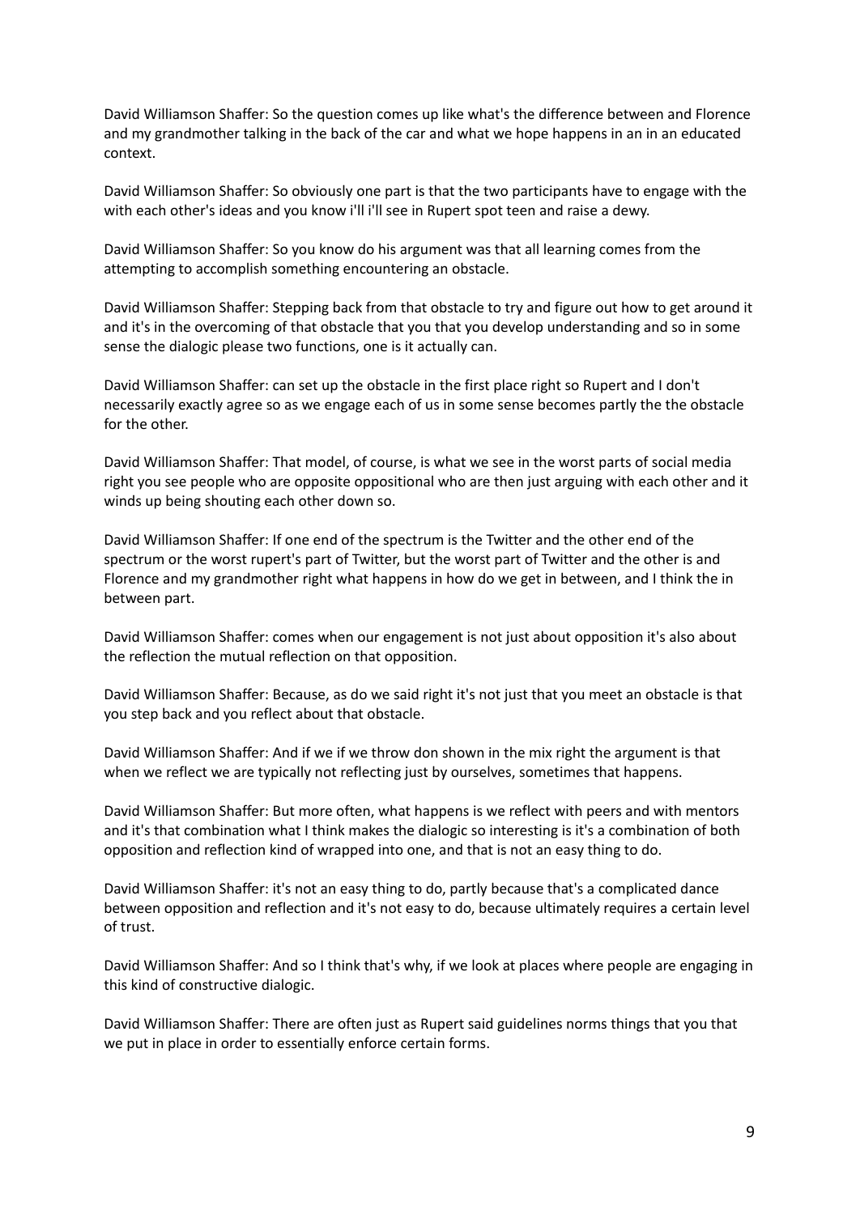David Williamson Shaffer: So the question comes up like what's the difference between and Florence and my grandmother talking in the back of the car and what we hope happens in an in an educated context.

David Williamson Shaffer: So obviously one part is that the two participants have to engage with the with each other's ideas and you know i'll i'll see in Rupert spot teen and raise a dewy.

David Williamson Shaffer: So you know do his argument was that all learning comes from the attempting to accomplish something encountering an obstacle.

David Williamson Shaffer: Stepping back from that obstacle to try and figure out how to get around it and it's in the overcoming of that obstacle that you that you develop understanding and so in some sense the dialogic please two functions, one is it actually can.

David Williamson Shaffer: can set up the obstacle in the first place right so Rupert and I don't necessarily exactly agree so as we engage each of us in some sense becomes partly the the obstacle for the other.

David Williamson Shaffer: That model, of course, is what we see in the worst parts of social media right you see people who are opposite oppositional who are then just arguing with each other and it winds up being shouting each other down so.

David Williamson Shaffer: If one end of the spectrum is the Twitter and the other end of the spectrum or the worst rupert's part of Twitter, but the worst part of Twitter and the other is and Florence and my grandmother right what happens in how do we get in between, and I think the in between part.

David Williamson Shaffer: comes when our engagement is not just about opposition it's also about the reflection the mutual reflection on that opposition.

David Williamson Shaffer: Because, as do we said right it's not just that you meet an obstacle is that you step back and you reflect about that obstacle.

David Williamson Shaffer: And if we if we throw don shown in the mix right the argument is that when we reflect we are typically not reflecting just by ourselves, sometimes that happens.

David Williamson Shaffer: But more often, what happens is we reflect with peers and with mentors and it's that combination what I think makes the dialogic so interesting is it's a combination of both opposition and reflection kind of wrapped into one, and that is not an easy thing to do.

David Williamson Shaffer: it's not an easy thing to do, partly because that's a complicated dance between opposition and reflection and it's not easy to do, because ultimately requires a certain level of trust.

David Williamson Shaffer: And so I think that's why, if we look at places where people are engaging in this kind of constructive dialogic.

David Williamson Shaffer: There are often just as Rupert said guidelines norms things that you that we put in place in order to essentially enforce certain forms.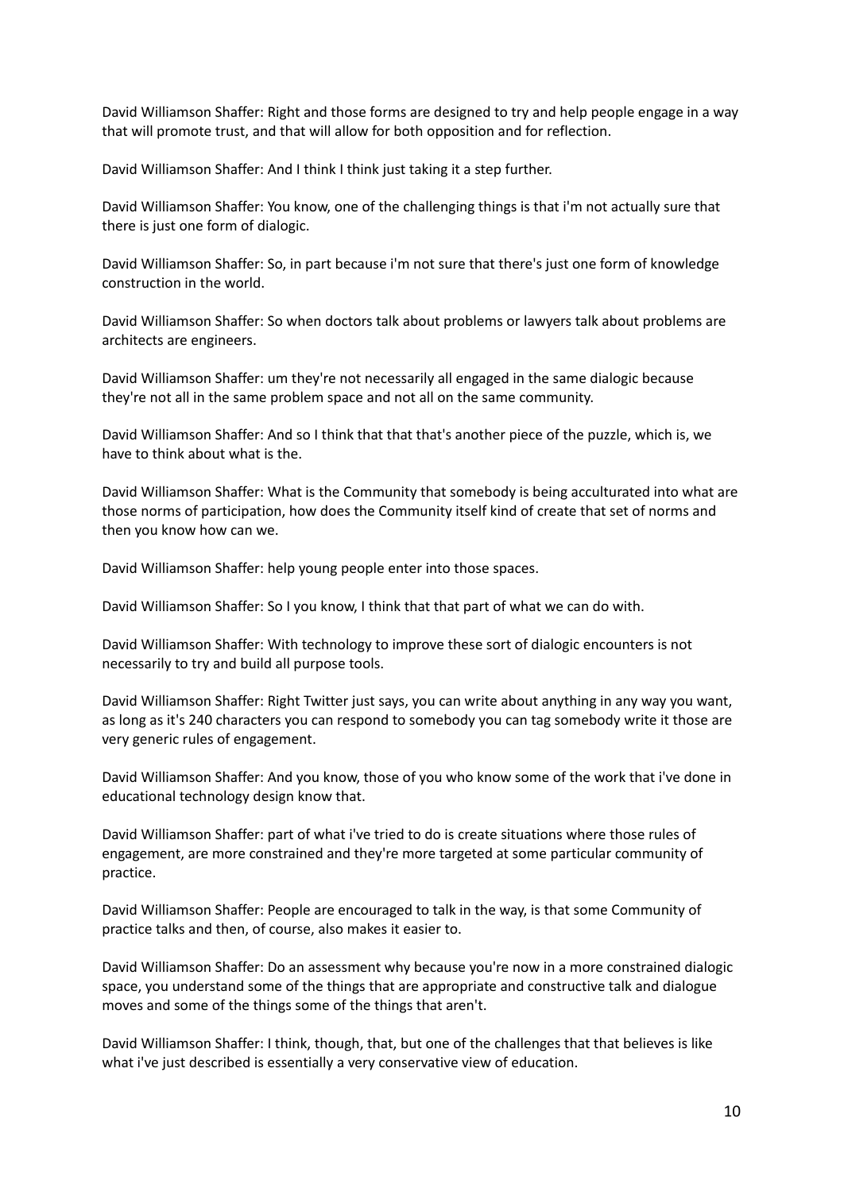David Williamson Shaffer: Right and those forms are designed to try and help people engage in a way that will promote trust, and that will allow for both opposition and for reflection.

David Williamson Shaffer: And I think I think just taking it a step further.

David Williamson Shaffer: You know, one of the challenging things is that i'm not actually sure that there is just one form of dialogic.

David Williamson Shaffer: So, in part because i'm not sure that there's just one form of knowledge construction in the world.

David Williamson Shaffer: So when doctors talk about problems or lawyers talk about problems are architects are engineers.

David Williamson Shaffer: um they're not necessarily all engaged in the same dialogic because they're not all in the same problem space and not all on the same community.

David Williamson Shaffer: And so I think that that that's another piece of the puzzle, which is, we have to think about what is the.

David Williamson Shaffer: What is the Community that somebody is being acculturated into what are those norms of participation, how does the Community itself kind of create that set of norms and then you know how can we.

David Williamson Shaffer: help young people enter into those spaces.

David Williamson Shaffer: So I you know, I think that that part of what we can do with.

David Williamson Shaffer: With technology to improve these sort of dialogic encounters is not necessarily to try and build all purpose tools.

David Williamson Shaffer: Right Twitter just says, you can write about anything in any way you want, as long as it's 240 characters you can respond to somebody you can tag somebody write it those are very generic rules of engagement.

David Williamson Shaffer: And you know, those of you who know some of the work that i've done in educational technology design know that.

David Williamson Shaffer: part of what i've tried to do is create situations where those rules of engagement, are more constrained and they're more targeted at some particular community of practice.

David Williamson Shaffer: People are encouraged to talk in the way, is that some Community of practice talks and then, of course, also makes it easier to.

David Williamson Shaffer: Do an assessment why because you're now in a more constrained dialogic space, you understand some of the things that are appropriate and constructive talk and dialogue moves and some of the things some of the things that aren't.

David Williamson Shaffer: I think, though, that, but one of the challenges that that believes is like what i've just described is essentially a very conservative view of education.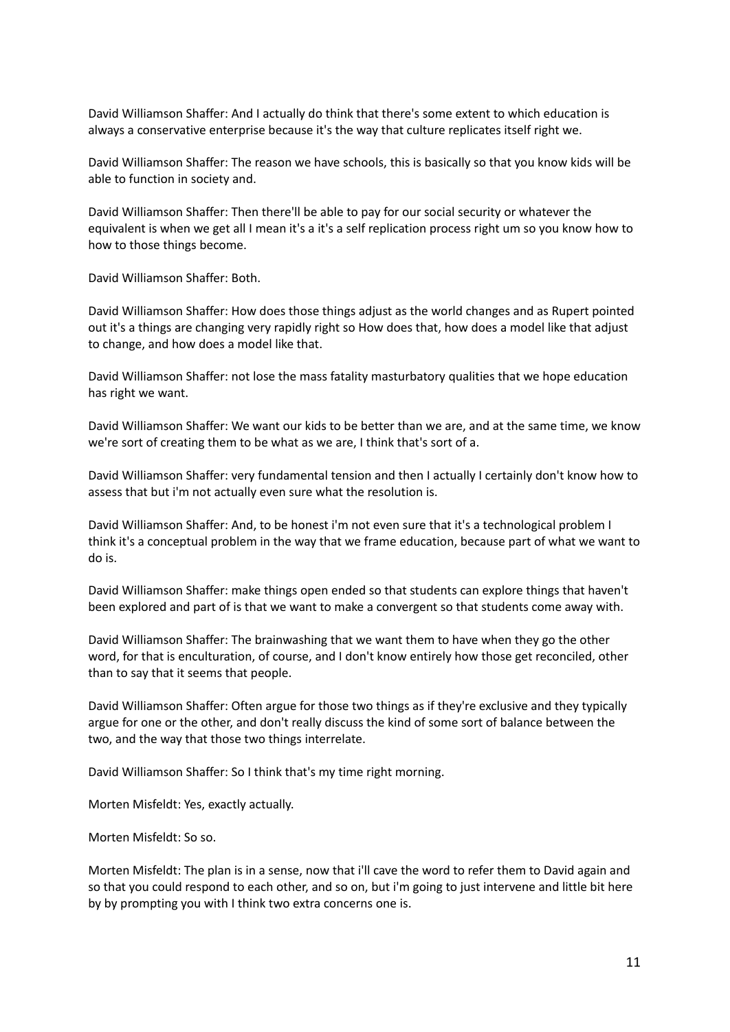David Williamson Shaffer: And I actually do think that there's some extent to which education is always a conservative enterprise because it's the way that culture replicates itself right we.

David Williamson Shaffer: The reason we have schools, this is basically so that you know kids will be able to function in society and.

David Williamson Shaffer: Then there'll be able to pay for our social security or whatever the equivalent is when we get all I mean it's a it's a self replication process right um so you know how to how to those things become.

David Williamson Shaffer: Both.

David Williamson Shaffer: How does those things adjust as the world changes and as Rupert pointed out it's a things are changing very rapidly right so How does that, how does a model like that adjust to change, and how does a model like that.

David Williamson Shaffer: not lose the mass fatality masturbatory qualities that we hope education has right we want.

David Williamson Shaffer: We want our kids to be better than we are, and at the same time, we know we're sort of creating them to be what as we are, I think that's sort of a.

David Williamson Shaffer: very fundamental tension and then I actually I certainly don't know how to assess that but i'm not actually even sure what the resolution is.

David Williamson Shaffer: And, to be honest i'm not even sure that it's a technological problem I think it's a conceptual problem in the way that we frame education, because part of what we want to do is.

David Williamson Shaffer: make things open ended so that students can explore things that haven't been explored and part of is that we want to make a convergent so that students come away with.

David Williamson Shaffer: The brainwashing that we want them to have when they go the other word, for that is enculturation, of course, and I don't know entirely how those get reconciled, other than to say that it seems that people.

David Williamson Shaffer: Often argue for those two things as if they're exclusive and they typically argue for one or the other, and don't really discuss the kind of some sort of balance between the two, and the way that those two things interrelate.

David Williamson Shaffer: So I think that's my time right morning.

Morten Misfeldt: Yes, exactly actually.

Morten Misfeldt: So so.

Morten Misfeldt: The plan is in a sense, now that i'll cave the word to refer them to David again and so that you could respond to each other, and so on, but i'm going to just intervene and little bit here by by prompting you with I think two extra concerns one is.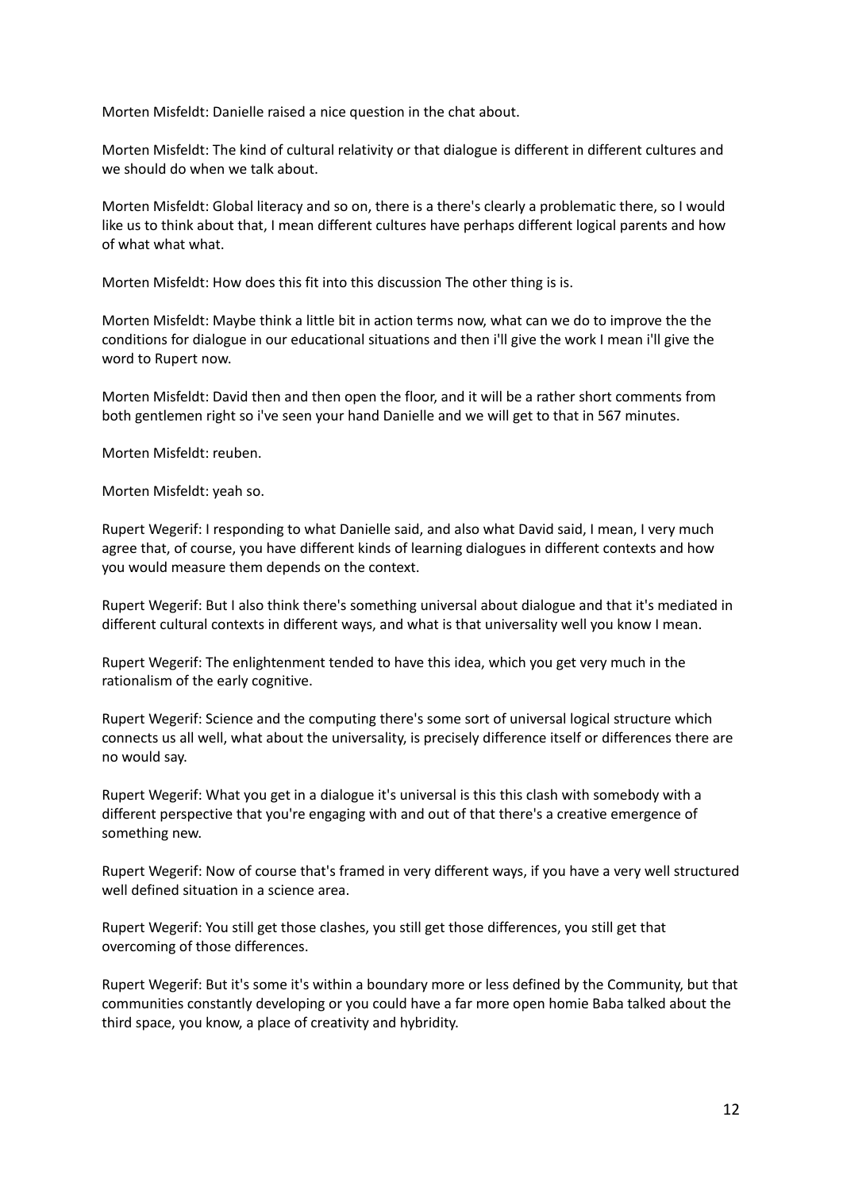Morten Misfeldt: Danielle raised a nice question in the chat about.

Morten Misfeldt: The kind of cultural relativity or that dialogue is different in different cultures and we should do when we talk about.

Morten Misfeldt: Global literacy and so on, there is a there's clearly a problematic there, so I would like us to think about that, I mean different cultures have perhaps different logical parents and how of what what what.

Morten Misfeldt: How does this fit into this discussion The other thing is is.

Morten Misfeldt: Maybe think a little bit in action terms now, what can we do to improve the the conditions for dialogue in our educational situations and then i'll give the work I mean i'll give the word to Rupert now.

Morten Misfeldt: David then and then open the floor, and it will be a rather short comments from both gentlemen right so i've seen your hand Danielle and we will get to that in 567 minutes.

Morten Misfeldt: reuben.

Morten Misfeldt: yeah so.

Rupert Wegerif: I responding to what Danielle said, and also what David said, I mean, I very much agree that, of course, you have different kinds of learning dialogues in different contexts and how you would measure them depends on the context.

Rupert Wegerif: But I also think there's something universal about dialogue and that it's mediated in different cultural contexts in different ways, and what is that universality well you know I mean.

Rupert Wegerif: The enlightenment tended to have this idea, which you get very much in the rationalism of the early cognitive.

Rupert Wegerif: Science and the computing there's some sort of universal logical structure which connects us all well, what about the universality, is precisely difference itself or differences there are no would say.

Rupert Wegerif: What you get in a dialogue it's universal is this this clash with somebody with a different perspective that you're engaging with and out of that there's a creative emergence of something new.

Rupert Wegerif: Now of course that's framed in very different ways, if you have a very well structured well defined situation in a science area.

Rupert Wegerif: You still get those clashes, you still get those differences, you still get that overcoming of those differences.

Rupert Wegerif: But it's some it's within a boundary more or less defined by the Community, but that communities constantly developing or you could have a far more open homie Baba talked about the third space, you know, a place of creativity and hybridity.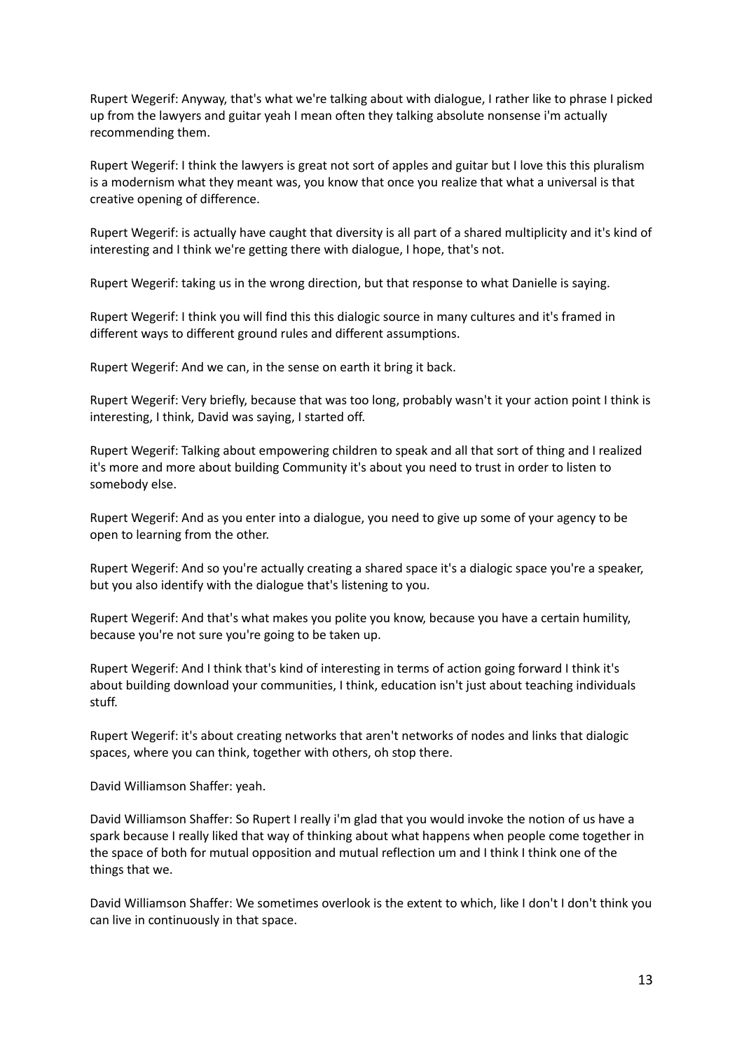Rupert Wegerif: Anyway, that's what we're talking about with dialogue, I rather like to phrase I picked up from the lawyers and guitar yeah I mean often they talking absolute nonsense i'm actually recommending them.

Rupert Wegerif: I think the lawyers is great not sort of apples and guitar but I love this this pluralism is a modernism what they meant was, you know that once you realize that what a universal is that creative opening of difference.

Rupert Wegerif: is actually have caught that diversity is all part of a shared multiplicity and it's kind of interesting and I think we're getting there with dialogue, I hope, that's not.

Rupert Wegerif: taking us in the wrong direction, but that response to what Danielle is saying.

Rupert Wegerif: I think you will find this this dialogic source in many cultures and it's framed in different ways to different ground rules and different assumptions.

Rupert Wegerif: And we can, in the sense on earth it bring it back.

Rupert Wegerif: Very briefly, because that was too long, probably wasn't it your action point I think is interesting, I think, David was saying, I started off.

Rupert Wegerif: Talking about empowering children to speak and all that sort of thing and I realized it's more and more about building Community it's about you need to trust in order to listen to somebody else.

Rupert Wegerif: And as you enter into a dialogue, you need to give up some of your agency to be open to learning from the other.

Rupert Wegerif: And so you're actually creating a shared space it's a dialogic space you're a speaker, but you also identify with the dialogue that's listening to you.

Rupert Wegerif: And that's what makes you polite you know, because you have a certain humility, because you're not sure you're going to be taken up.

Rupert Wegerif: And I think that's kind of interesting in terms of action going forward I think it's about building download your communities, I think, education isn't just about teaching individuals stuff.

Rupert Wegerif: it's about creating networks that aren't networks of nodes and links that dialogic spaces, where you can think, together with others, oh stop there.

David Williamson Shaffer: yeah.

David Williamson Shaffer: So Rupert I really i'm glad that you would invoke the notion of us have a spark because I really liked that way of thinking about what happens when people come together in the space of both for mutual opposition and mutual reflection um and I think I think one of the things that we.

David Williamson Shaffer: We sometimes overlook is the extent to which, like I don't I don't think you can live in continuously in that space.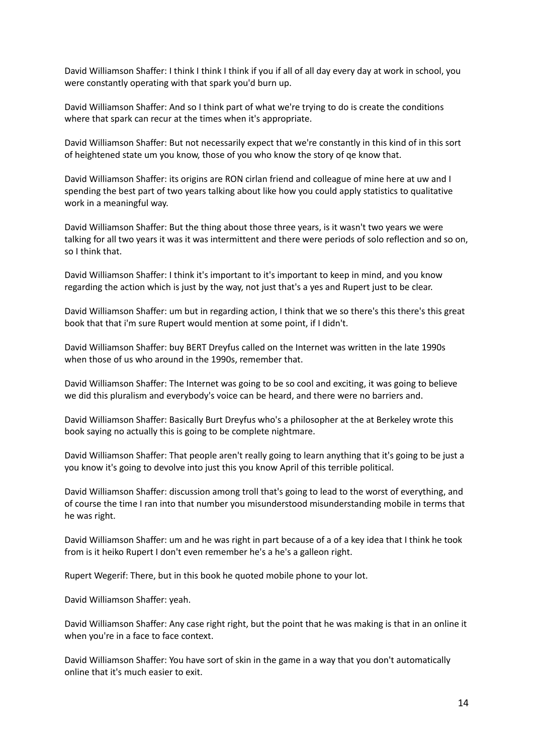David Williamson Shaffer: I think I think I think if you if all of all day every day at work in school, you were constantly operating with that spark you'd burn up.

David Williamson Shaffer: And so I think part of what we're trying to do is create the conditions where that spark can recur at the times when it's appropriate.

David Williamson Shaffer: But not necessarily expect that we're constantly in this kind of in this sort of heightened state um you know, those of you who know the story of qe know that.

David Williamson Shaffer: its origins are RON cirlan friend and colleague of mine here at uw and I spending the best part of two years talking about like how you could apply statistics to qualitative work in a meaningful way.

David Williamson Shaffer: But the thing about those three years, is it wasn't two years we were talking for all two years it was it was intermittent and there were periods of solo reflection and so on, so I think that.

David Williamson Shaffer: I think it's important to it's important to keep in mind, and you know regarding the action which is just by the way, not just that's a yes and Rupert just to be clear.

David Williamson Shaffer: um but in regarding action, I think that we so there's this there's this great book that that i'm sure Rupert would mention at some point, if I didn't.

David Williamson Shaffer: buy BERT Dreyfus called on the Internet was written in the late 1990s when those of us who around in the 1990s, remember that.

David Williamson Shaffer: The Internet was going to be so cool and exciting, it was going to believe we did this pluralism and everybody's voice can be heard, and there were no barriers and.

David Williamson Shaffer: Basically Burt Dreyfus who's a philosopher at the at Berkeley wrote this book saying no actually this is going to be complete nightmare.

David Williamson Shaffer: That people aren't really going to learn anything that it's going to be just a you know it's going to devolve into just this you know April of this terrible political.

David Williamson Shaffer: discussion among troll that's going to lead to the worst of everything, and of course the time I ran into that number you misunderstood misunderstanding mobile in terms that he was right.

David Williamson Shaffer: um and he was right in part because of a of a key idea that I think he took from is it heiko Rupert I don't even remember he's a he's a galleon right.

Rupert Wegerif: There, but in this book he quoted mobile phone to your lot.

David Williamson Shaffer: yeah.

David Williamson Shaffer: Any case right right, but the point that he was making is that in an online it when you're in a face to face context.

David Williamson Shaffer: You have sort of skin in the game in a way that you don't automatically online that it's much easier to exit.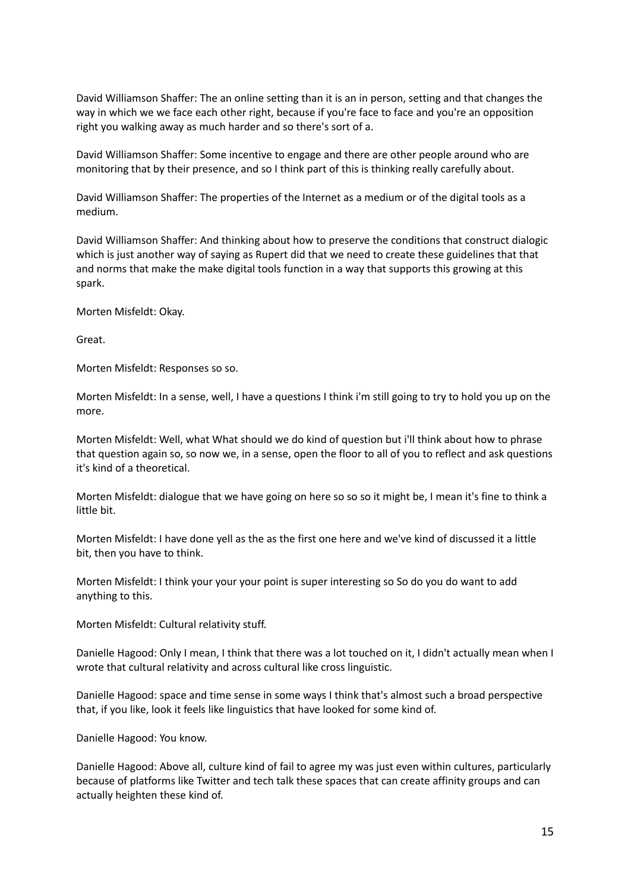David Williamson Shaffer: The an online setting than it is an in person, setting and that changes the way in which we we face each other right, because if you're face to face and you're an opposition right you walking away as much harder and so there's sort of a.

David Williamson Shaffer: Some incentive to engage and there are other people around who are monitoring that by their presence, and so I think part of this is thinking really carefully about.

David Williamson Shaffer: The properties of the Internet as a medium or of the digital tools as a medium.

David Williamson Shaffer: And thinking about how to preserve the conditions that construct dialogic which is just another way of saying as Rupert did that we need to create these guidelines that that and norms that make the make digital tools function in a way that supports this growing at this spark.

Morten Misfeldt: Okay.

Great.

Morten Misfeldt: Responses so so.

Morten Misfeldt: In a sense, well, I have a questions I think i'm still going to try to hold you up on the more.

Morten Misfeldt: Well, what What should we do kind of question but i'll think about how to phrase that question again so, so now we, in a sense, open the floor to all of you to reflect and ask questions it's kind of a theoretical.

Morten Misfeldt: dialogue that we have going on here so so so it might be, I mean it's fine to think a little bit.

Morten Misfeldt: I have done yell as the as the first one here and we've kind of discussed it a little bit, then you have to think.

Morten Misfeldt: I think your your your point is super interesting so So do you do want to add anything to this.

Morten Misfeldt: Cultural relativity stuff.

Danielle Hagood: Only I mean, I think that there was a lot touched on it, I didn't actually mean when I wrote that cultural relativity and across cultural like cross linguistic.

Danielle Hagood: space and time sense in some ways I think that's almost such a broad perspective that, if you like, look it feels like linguistics that have looked for some kind of.

Danielle Hagood: You know.

Danielle Hagood: Above all, culture kind of fail to agree my was just even within cultures, particularly because of platforms like Twitter and tech talk these spaces that can create affinity groups and can actually heighten these kind of.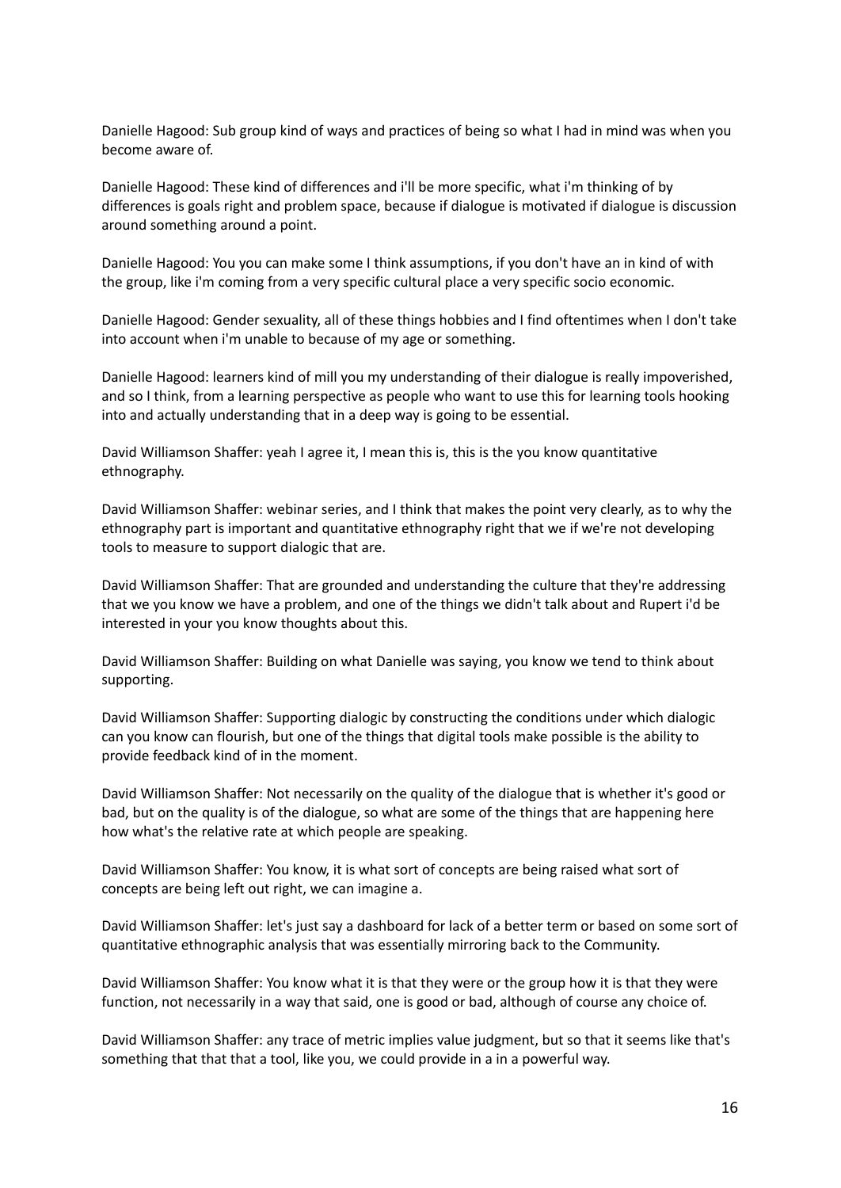Danielle Hagood: Sub group kind of ways and practices of being so what I had in mind was when you become aware of.

Danielle Hagood: These kind of differences and i'll be more specific, what i'm thinking of by differences is goals right and problem space, because if dialogue is motivated if dialogue is discussion around something around a point.

Danielle Hagood: You you can make some I think assumptions, if you don't have an in kind of with the group, like i'm coming from a very specific cultural place a very specific socio economic.

Danielle Hagood: Gender sexuality, all of these things hobbies and I find oftentimes when I don't take into account when i'm unable to because of my age or something.

Danielle Hagood: learners kind of mill you my understanding of their dialogue is really impoverished, and so I think, from a learning perspective as people who want to use this for learning tools hooking into and actually understanding that in a deep way is going to be essential.

David Williamson Shaffer: yeah I agree it, I mean this is, this is the you know quantitative ethnography.

David Williamson Shaffer: webinar series, and I think that makes the point very clearly, as to why the ethnography part is important and quantitative ethnography right that we if we're not developing tools to measure to support dialogic that are.

David Williamson Shaffer: That are grounded and understanding the culture that they're addressing that we you know we have a problem, and one of the things we didn't talk about and Rupert i'd be interested in your you know thoughts about this.

David Williamson Shaffer: Building on what Danielle was saying, you know we tend to think about supporting.

David Williamson Shaffer: Supporting dialogic by constructing the conditions under which dialogic can you know can flourish, but one of the things that digital tools make possible is the ability to provide feedback kind of in the moment.

David Williamson Shaffer: Not necessarily on the quality of the dialogue that is whether it's good or bad, but on the quality is of the dialogue, so what are some of the things that are happening here how what's the relative rate at which people are speaking.

David Williamson Shaffer: You know, it is what sort of concepts are being raised what sort of concepts are being left out right, we can imagine a.

David Williamson Shaffer: let's just say a dashboard for lack of a better term or based on some sort of quantitative ethnographic analysis that was essentially mirroring back to the Community.

David Williamson Shaffer: You know what it is that they were or the group how it is that they were function, not necessarily in a way that said, one is good or bad, although of course any choice of.

David Williamson Shaffer: any trace of metric implies value judgment, but so that it seems like that's something that that that a tool, like you, we could provide in a in a powerful way.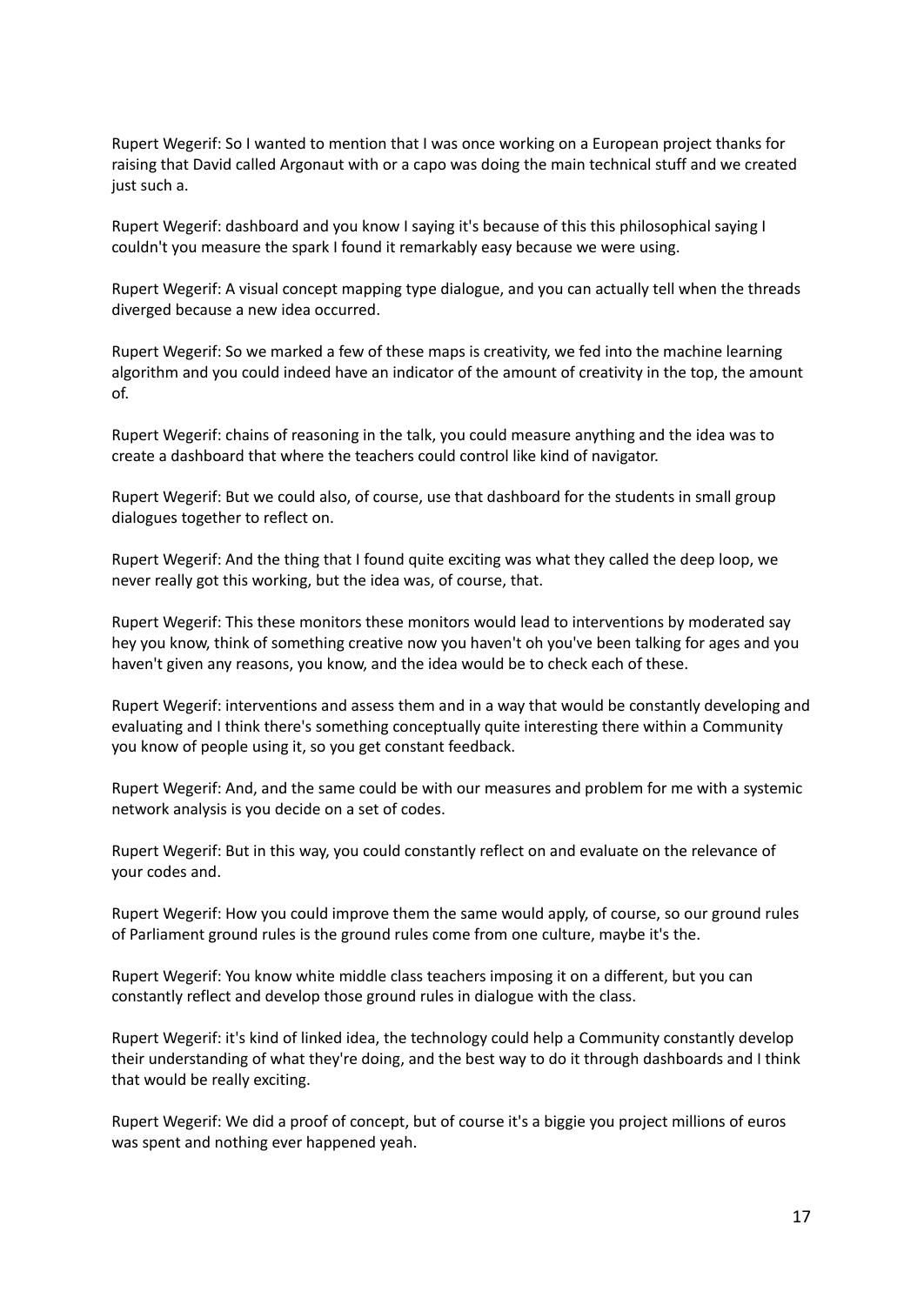Rupert Wegerif: So I wanted to mention that I was once working on a European project thanks for raising that David called Argonaut with or a capo was doing the main technical stuff and we created just such a.

Rupert Wegerif: dashboard and you know I saying it's because of this this philosophical saying I couldn't you measure the spark I found it remarkably easy because we were using.

Rupert Wegerif: A visual concept mapping type dialogue, and you can actually tell when the threads diverged because a new idea occurred.

Rupert Wegerif: So we marked a few of these maps is creativity, we fed into the machine learning algorithm and you could indeed have an indicator of the amount of creativity in the top, the amount of.

Rupert Wegerif: chains of reasoning in the talk, you could measure anything and the idea was to create a dashboard that where the teachers could control like kind of navigator.

Rupert Wegerif: But we could also, of course, use that dashboard for the students in small group dialogues together to reflect on.

Rupert Wegerif: And the thing that I found quite exciting was what they called the deep loop, we never really got this working, but the idea was, of course, that.

Rupert Wegerif: This these monitors these monitors would lead to interventions by moderated say hey you know, think of something creative now you haven't oh you've been talking for ages and you haven't given any reasons, you know, and the idea would be to check each of these.

Rupert Wegerif: interventions and assess them and in a way that would be constantly developing and evaluating and I think there's something conceptually quite interesting there within a Community you know of people using it, so you get constant feedback.

Rupert Wegerif: And, and the same could be with our measures and problem for me with a systemic network analysis is you decide on a set of codes.

Rupert Wegerif: But in this way, you could constantly reflect on and evaluate on the relevance of your codes and.

Rupert Wegerif: How you could improve them the same would apply, of course, so our ground rules of Parliament ground rules is the ground rules come from one culture, maybe it's the.

Rupert Wegerif: You know white middle class teachers imposing it on a different, but you can constantly reflect and develop those ground rules in dialogue with the class.

Rupert Wegerif: it's kind of linked idea, the technology could help a Community constantly develop their understanding of what they're doing, and the best way to do it through dashboards and I think that would be really exciting.

Rupert Wegerif: We did a proof of concept, but of course it's a biggie you project millions of euros was spent and nothing ever happened yeah.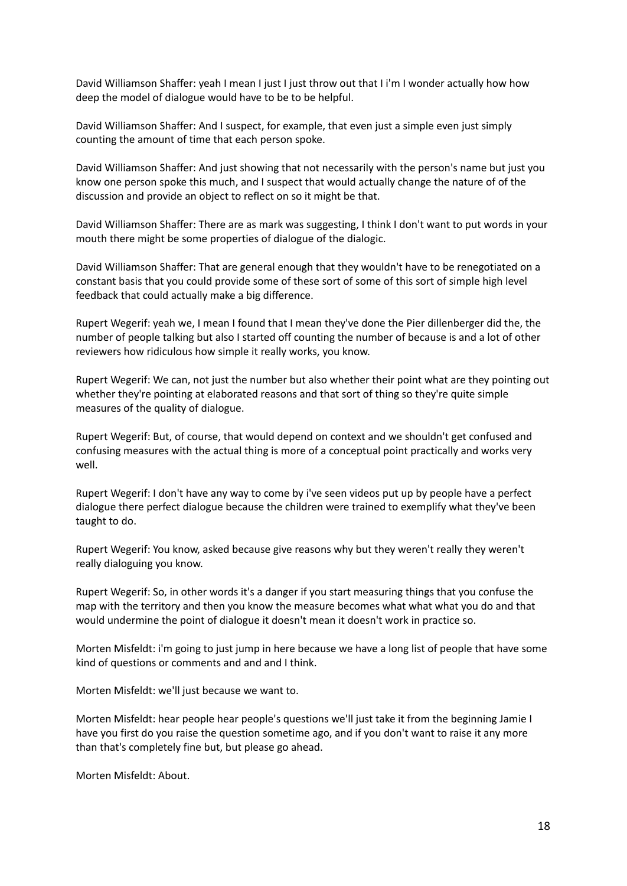David Williamson Shaffer: yeah I mean I just I just throw out that I i'm I wonder actually how how deep the model of dialogue would have to be to be helpful.

David Williamson Shaffer: And I suspect, for example, that even just a simple even just simply counting the amount of time that each person spoke.

David Williamson Shaffer: And just showing that not necessarily with the person's name but just you know one person spoke this much, and I suspect that would actually change the nature of of the discussion and provide an object to reflect on so it might be that.

David Williamson Shaffer: There are as mark was suggesting, I think I don't want to put words in your mouth there might be some properties of dialogue of the dialogic.

David Williamson Shaffer: That are general enough that they wouldn't have to be renegotiated on a constant basis that you could provide some of these sort of some of this sort of simple high level feedback that could actually make a big difference.

Rupert Wegerif: yeah we, I mean I found that I mean they've done the Pier dillenberger did the, the number of people talking but also I started off counting the number of because is and a lot of other reviewers how ridiculous how simple it really works, you know.

Rupert Wegerif: We can, not just the number but also whether their point what are they pointing out whether they're pointing at elaborated reasons and that sort of thing so they're quite simple measures of the quality of dialogue.

Rupert Wegerif: But, of course, that would depend on context and we shouldn't get confused and confusing measures with the actual thing is more of a conceptual point practically and works very well.

Rupert Wegerif: I don't have any way to come by i've seen videos put up by people have a perfect dialogue there perfect dialogue because the children were trained to exemplify what they've been taught to do.

Rupert Wegerif: You know, asked because give reasons why but they weren't really they weren't really dialoguing you know.

Rupert Wegerif: So, in other words it's a danger if you start measuring things that you confuse the map with the territory and then you know the measure becomes what what what you do and that would undermine the point of dialogue it doesn't mean it doesn't work in practice so.

Morten Misfeldt: i'm going to just jump in here because we have a long list of people that have some kind of questions or comments and and and I think.

Morten Misfeldt: we'll just because we want to.

Morten Misfeldt: hear people hear people's questions we'll just take it from the beginning Jamie I have you first do you raise the question sometime ago, and if you don't want to raise it any more than that's completely fine but, but please go ahead.

Morten Misfeldt: About.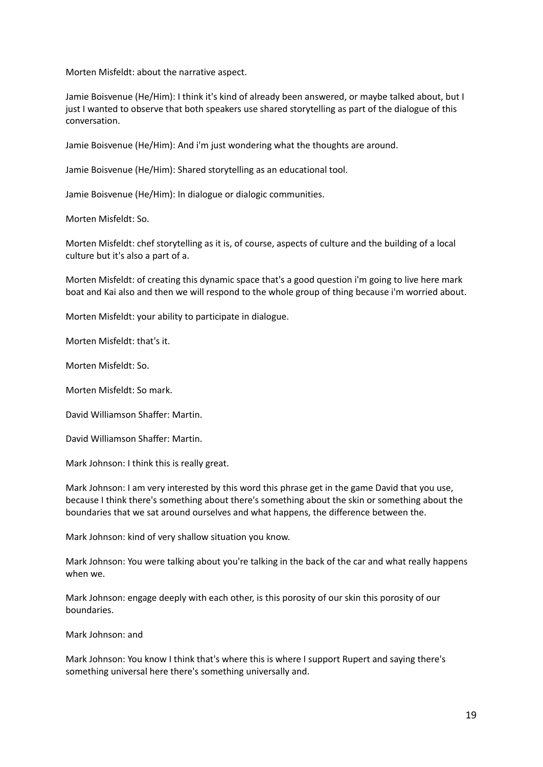Morten Misfeldt: about the narrative aspect.

Jamie Boisvenue (He/Him): I think it's kind of already been answered, or maybe talked about, but I just I wanted to observe that both speakers use shared storytelling as part of the dialogue of this conversation.

Jamie Boisvenue (He/Him): And i'm just wondering what the thoughts are around.

Jamie Boisvenue (He/Him): Shared storytelling as an educational tool.

Jamie Boisvenue (He/Him): In dialogue or dialogic communities.

Morten Misfeldt: So.

Morten Misfeldt: chef storytelling as it is, of course, aspects of culture and the building of a local culture but it's also a part of a.

Morten Misfeldt: of creating this dynamic space that's a good question i'm going to live here mark boat and Kai also and then we will respond to the whole group of thing because i'm worried about.

Morten Misfeldt: your ability to participate in dialogue.

Morten Misfeldt: that's it.

Morten Misfeldt: So.

Morten Misfeldt: So mark.

David Williamson Shaffer: Martin.

David Williamson Shaffer: Martin.

Mark Johnson: I think this is really great.

Mark Johnson: I am very interested by this word this phrase get in the game David that you use, because I think there's something about there's something about the skin or something about the boundaries that we sat around ourselves and what happens, the difference between the.

Mark Johnson: kind of very shallow situation you know.

Mark Johnson: You were talking about you're talking in the back of the car and what really happens when we.

Mark Johnson: engage deeply with each other, is this porosity of our skin this porosity of our boundaries.

Mark Johnson: and

Mark Johnson: You know I think that's where this is where I support Rupert and saying there's something universal here there's something universally and.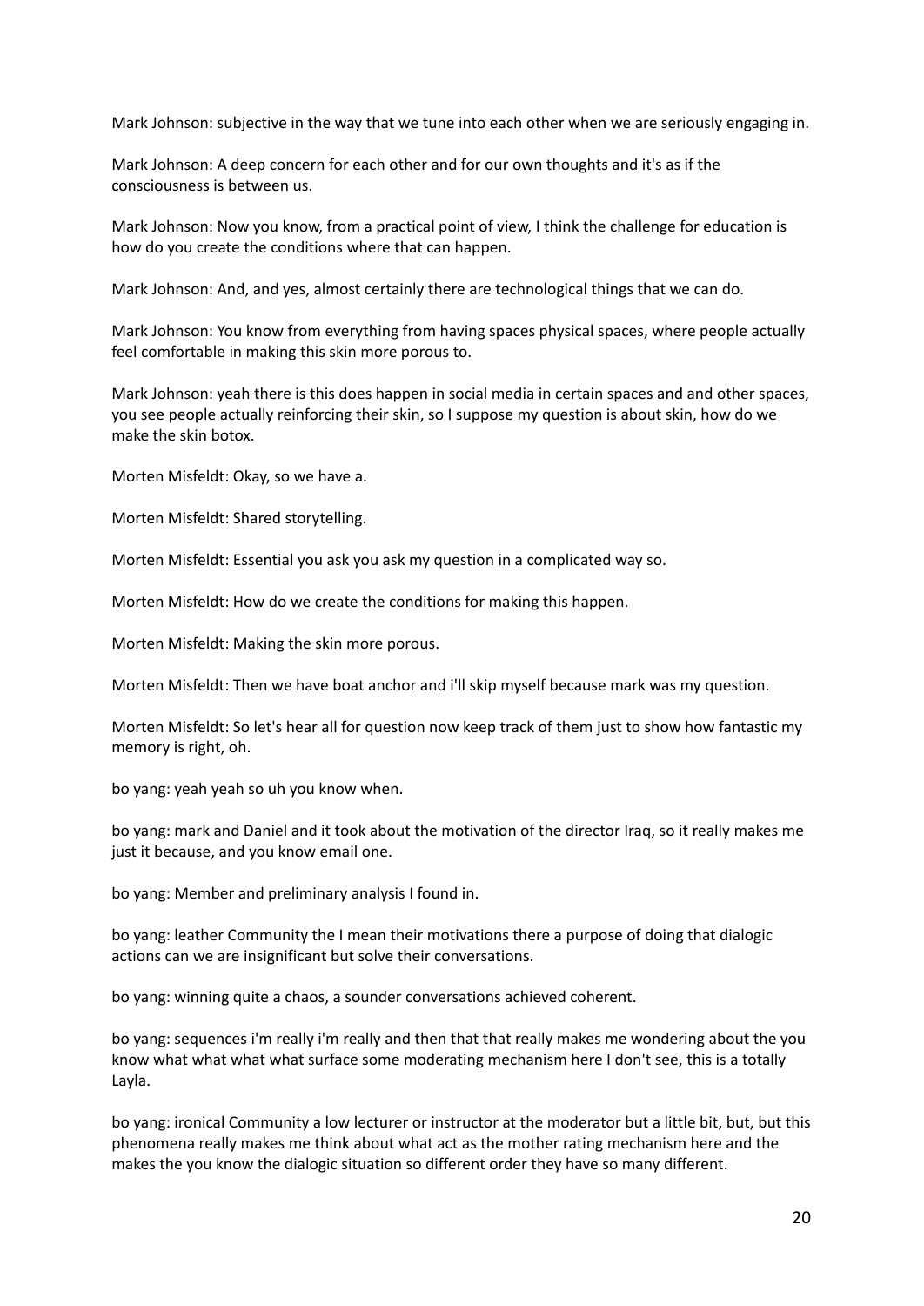Mark Johnson: subjective in the way that we tune into each other when we are seriously engaging in.

Mark Johnson: A deep concern for each other and for our own thoughts and it's as if the consciousness is between us.

Mark Johnson: Now you know, from a practical point of view, I think the challenge for education is how do you create the conditions where that can happen.

Mark Johnson: And, and yes, almost certainly there are technological things that we can do.

Mark Johnson: You know from everything from having spaces physical spaces, where people actually feel comfortable in making this skin more porous to.

Mark Johnson: yeah there is this does happen in social media in certain spaces and and other spaces, you see people actually reinforcing their skin, so I suppose my question is about skin, how do we make the skin botox.

Morten Misfeldt: Okay, so we have a.

Morten Misfeldt: Shared storytelling.

Morten Misfeldt: Essential you ask you ask my question in a complicated way so.

Morten Misfeldt: How do we create the conditions for making this happen.

Morten Misfeldt: Making the skin more porous.

Morten Misfeldt: Then we have boat anchor and i'll skip myself because mark was my question.

Morten Misfeldt: So let's hear all for question now keep track of them just to show how fantastic my memory is right, oh.

bo yang: yeah yeah so uh you know when.

bo yang: mark and Daniel and it took about the motivation of the director Iraq, so it really makes me just it because, and you know email one.

bo yang: Member and preliminary analysis I found in.

bo yang: leather Community the I mean their motivations there a purpose of doing that dialogic actions can we are insignificant but solve their conversations.

bo yang: winning quite a chaos, a sounder conversations achieved coherent.

bo yang: sequences i'm really i'm really and then that that really makes me wondering about the you know what what what what surface some moderating mechanism here I don't see, this is a totally Layla.

bo yang: ironical Community a low lecturer or instructor at the moderator but a little bit, but, but this phenomena really makes me think about what act as the mother rating mechanism here and the makes the you know the dialogic situation so different order they have so many different.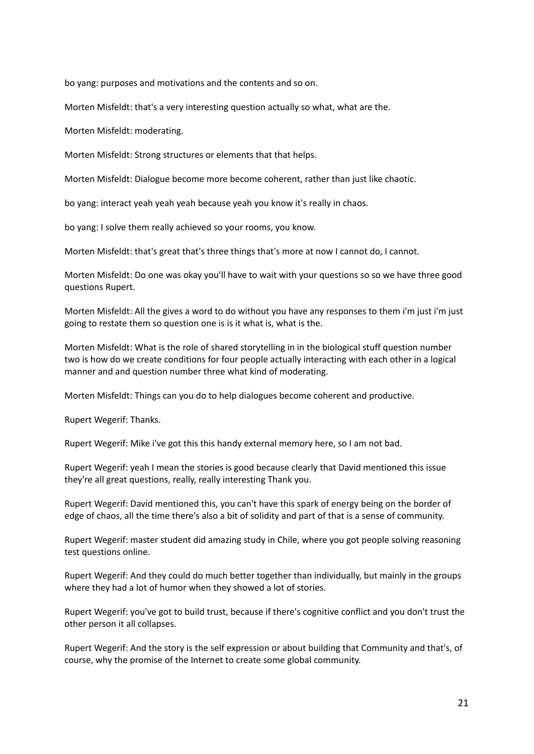bo yang: purposes and motivations and the contents and so on.

Morten Misfeldt: that's a very interesting question actually so what, what are the.

Morten Misfeldt: moderating.

Morten Misfeldt: Strong structures or elements that that helps.

Morten Misfeldt: Dialogue become more become coherent, rather than just like chaotic.

bo yang: interact yeah yeah yeah because yeah you know it's really in chaos.

bo yang: I solve them really achieved so your rooms, you know.

Morten Misfeldt: that's great that's three things that's more at now I cannot do, I cannot.

Morten Misfeldt: Do one was okay you'll have to wait with your questions so so we have three good questions Rupert.

Morten Misfeldt: All the gives a word to do without you have any responses to them i'm just i'm just going to restate them so question one is is it what is, what is the.

Morten Misfeldt: What is the role of shared storytelling in in the biological stuff question number two is how do we create conditions for four people actually interacting with each other in a logical manner and and question number three what kind of moderating.

Morten Misfeldt: Things can you do to help dialogues become coherent and productive.

Rupert Wegerif: Thanks.

Rupert Wegerif: Mike i've got this this handy external memory here, so I am not bad.

Rupert Wegerif: yeah I mean the stories is good because clearly that David mentioned this issue they're all great questions, really, really interesting Thank you.

Rupert Wegerif: David mentioned this, you can't have this spark of energy being on the border of edge of chaos, all the time there's also a bit of solidity and part of that is a sense of community.

Rupert Wegerif: master student did amazing study in Chile, where you got people solving reasoning test questions online.

Rupert Wegerif: And they could do much better together than individually, but mainly in the groups where they had a lot of humor when they showed a lot of stories.

Rupert Wegerif: you've got to build trust, because if there's cognitive conflict and you don't trust the other person it all collapses.

Rupert Wegerif: And the story is the self expression or about building that Community and that's, of course, why the promise of the Internet to create some global community.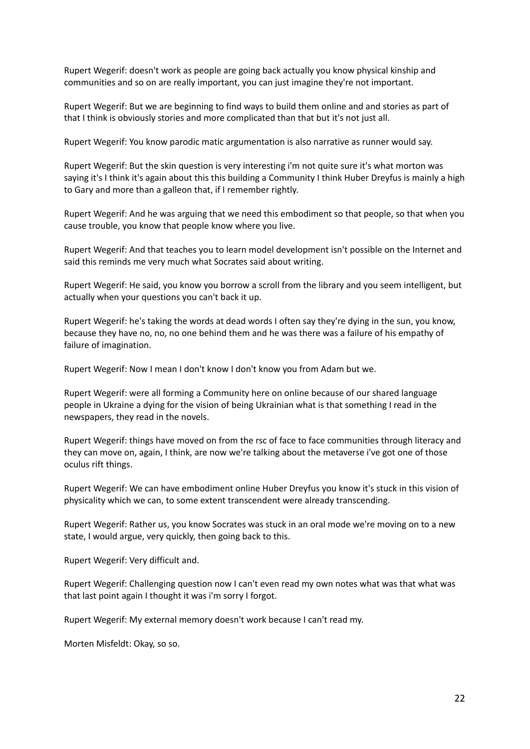Rupert Wegerif: doesn't work as people are going back actually you know physical kinship and communities and so on are really important, you can just imagine they're not important.

Rupert Wegerif: But we are beginning to find ways to build them online and and stories as part of that I think is obviously stories and more complicated than that but it's not just all.

Rupert Wegerif: You know parodic matic argumentation is also narrative as runner would say.

Rupert Wegerif: But the skin question is very interesting i'm not quite sure it's what morton was saying it's I think it's again about this this building a Community I think Huber Dreyfus is mainly a high to Gary and more than a galleon that, if I remember rightly.

Rupert Wegerif: And he was arguing that we need this embodiment so that people, so that when you cause trouble, you know that people know where you live.

Rupert Wegerif: And that teaches you to learn model development isn't possible on the Internet and said this reminds me very much what Socrates said about writing.

Rupert Wegerif: He said, you know you borrow a scroll from the library and you seem intelligent, but actually when your questions you can't back it up.

Rupert Wegerif: he's taking the words at dead words I often say they're dying in the sun, you know, because they have no, no, no one behind them and he was there was a failure of his empathy of failure of imagination.

Rupert Wegerif: Now I mean I don't know I don't know you from Adam but we.

Rupert Wegerif: were all forming a Community here on online because of our shared language people in Ukraine a dying for the vision of being Ukrainian what is that something I read in the newspapers, they read in the novels.

Rupert Wegerif: things have moved on from the rsc of face to face communities through literacy and they can move on, again, I think, are now we're talking about the metaverse i've got one of those oculus rift things.

Rupert Wegerif: We can have embodiment online Huber Dreyfus you know it's stuck in this vision of physicality which we can, to some extent transcendent were already transcending.

Rupert Wegerif: Rather us, you know Socrates was stuck in an oral mode we're moving on to a new state, I would argue, very quickly, then going back to this.

Rupert Wegerif: Very difficult and.

Rupert Wegerif: Challenging question now I can't even read my own notes what was that what was that last point again I thought it was i'm sorry I forgot.

Rupert Wegerif: My external memory doesn't work because I can't read my.

Morten Misfeldt: Okay, so so.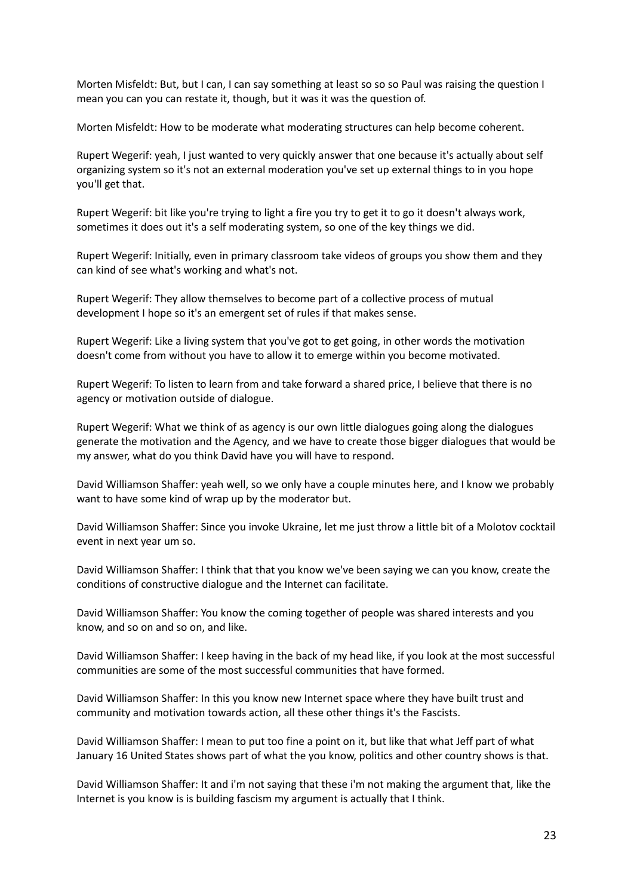Morten Misfeldt: But, but I can, I can say something at least so so so Paul was raising the question I mean you can you can restate it, though, but it was it was the question of.

Morten Misfeldt: How to be moderate what moderating structures can help become coherent.

Rupert Wegerif: yeah, I just wanted to very quickly answer that one because it's actually about self organizing system so it's not an external moderation you've set up external things to in you hope you'll get that.

Rupert Wegerif: bit like you're trying to light a fire you try to get it to go it doesn't always work, sometimes it does out it's a self moderating system, so one of the key things we did.

Rupert Wegerif: Initially, even in primary classroom take videos of groups you show them and they can kind of see what's working and what's not.

Rupert Wegerif: They allow themselves to become part of a collective process of mutual development I hope so it's an emergent set of rules if that makes sense.

Rupert Wegerif: Like a living system that you've got to get going, in other words the motivation doesn't come from without you have to allow it to emerge within you become motivated.

Rupert Wegerif: To listen to learn from and take forward a shared price, I believe that there is no agency or motivation outside of dialogue.

Rupert Wegerif: What we think of as agency is our own little dialogues going along the dialogues generate the motivation and the Agency, and we have to create those bigger dialogues that would be my answer, what do you think David have you will have to respond.

David Williamson Shaffer: yeah well, so we only have a couple minutes here, and I know we probably want to have some kind of wrap up by the moderator but.

David Williamson Shaffer: Since you invoke Ukraine, let me just throw a little bit of a Molotov cocktail event in next year um so.

David Williamson Shaffer: I think that that you know we've been saying we can you know, create the conditions of constructive dialogue and the Internet can facilitate.

David Williamson Shaffer: You know the coming together of people was shared interests and you know, and so on and so on, and like.

David Williamson Shaffer: I keep having in the back of my head like, if you look at the most successful communities are some of the most successful communities that have formed.

David Williamson Shaffer: In this you know new Internet space where they have built trust and community and motivation towards action, all these other things it's the Fascists.

David Williamson Shaffer: I mean to put too fine a point on it, but like that what Jeff part of what January 16 United States shows part of what the you know, politics and other country shows is that.

David Williamson Shaffer: It and i'm not saying that these i'm not making the argument that, like the Internet is you know is is building fascism my argument is actually that I think.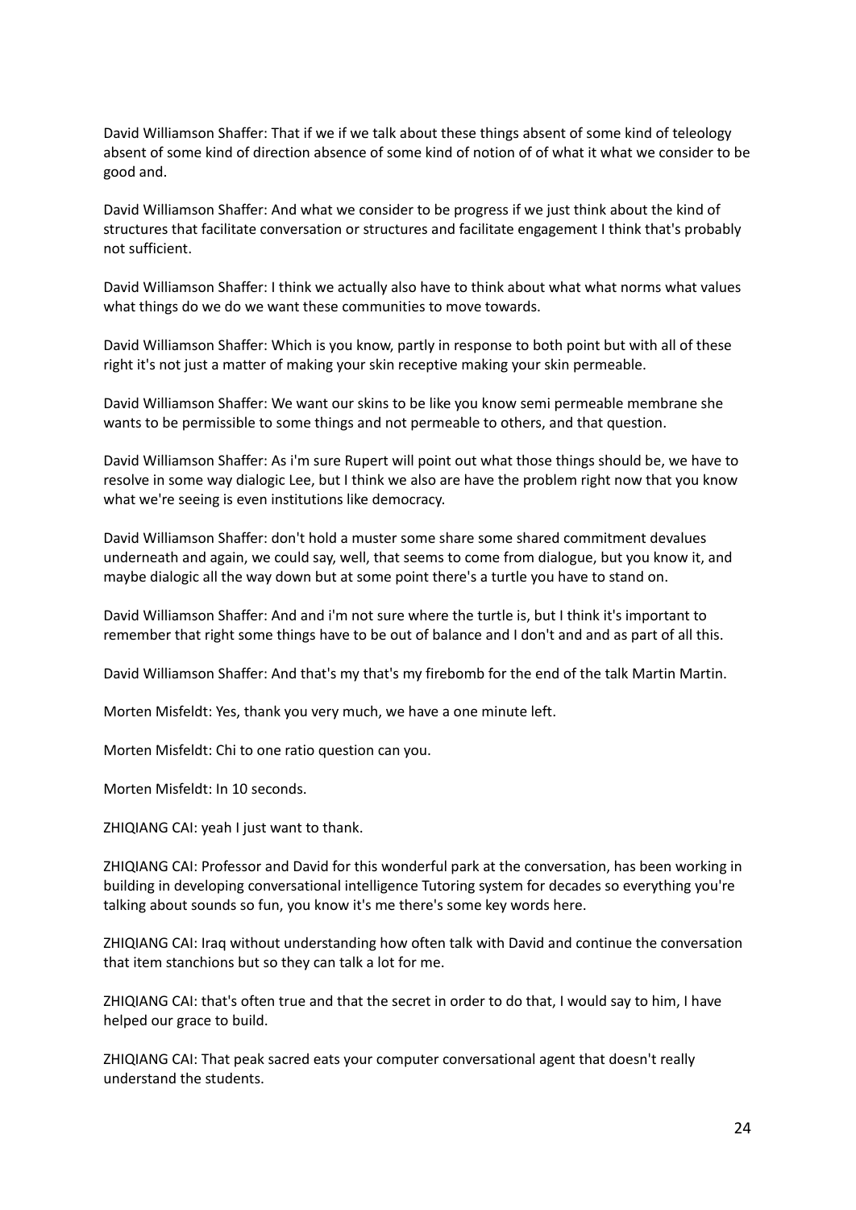David Williamson Shaffer: That if we if we talk about these things absent of some kind of teleology absent of some kind of direction absence of some kind of notion of of what it what we consider to be good and.

David Williamson Shaffer: And what we consider to be progress if we just think about the kind of structures that facilitate conversation or structures and facilitate engagement I think that's probably not sufficient.

David Williamson Shaffer: I think we actually also have to think about what what norms what values what things do we do we want these communities to move towards.

David Williamson Shaffer: Which is you know, partly in response to both point but with all of these right it's not just a matter of making your skin receptive making your skin permeable.

David Williamson Shaffer: We want our skins to be like you know semi permeable membrane she wants to be permissible to some things and not permeable to others, and that question.

David Williamson Shaffer: As i'm sure Rupert will point out what those things should be, we have to resolve in some way dialogic Lee, but I think we also are have the problem right now that you know what we're seeing is even institutions like democracy.

David Williamson Shaffer: don't hold a muster some share some shared commitment devalues underneath and again, we could say, well, that seems to come from dialogue, but you know it, and maybe dialogic all the way down but at some point there's a turtle you have to stand on.

David Williamson Shaffer: And and i'm not sure where the turtle is, but I think it's important to remember that right some things have to be out of balance and I don't and and as part of all this.

David Williamson Shaffer: And that's my that's my firebomb for the end of the talk Martin Martin.

Morten Misfeldt: Yes, thank you very much, we have a one minute left.

Morten Misfeldt: Chi to one ratio question can you.

Morten Misfeldt: In 10 seconds.

ZHIQIANG CAI: yeah I just want to thank.

ZHIQIANG CAI: Professor and David for this wonderful park at the conversation, has been working in building in developing conversational intelligence Tutoring system for decades so everything you're talking about sounds so fun, you know it's me there's some key words here.

ZHIQIANG CAI: Iraq without understanding how often talk with David and continue the conversation that item stanchions but so they can talk a lot for me.

ZHIQIANG CAI: that's often true and that the secret in order to do that, I would say to him, I have helped our grace to build.

ZHIQIANG CAI: That peak sacred eats your computer conversational agent that doesn't really understand the students.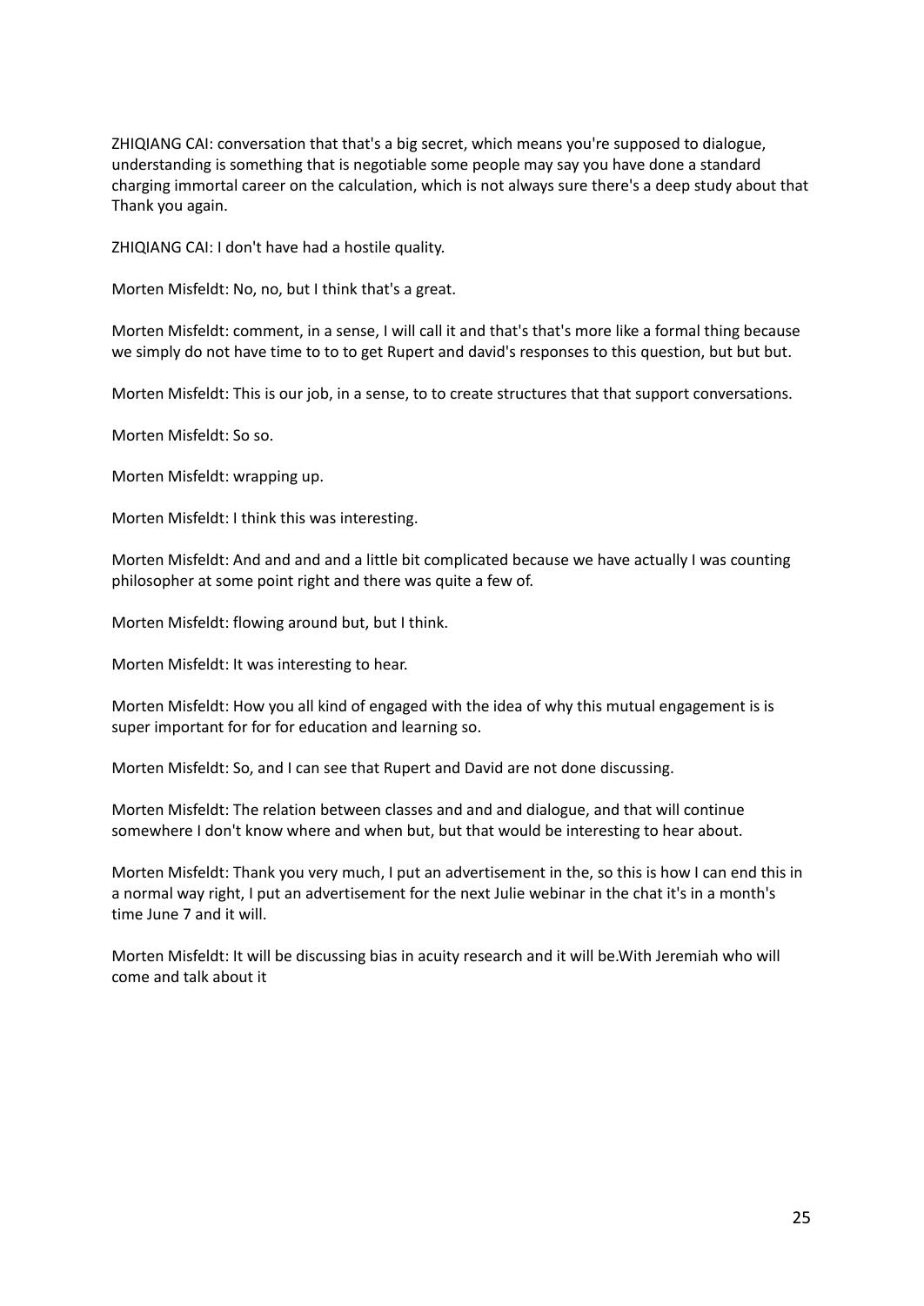ZHIQIANG CAI: conversation that that's a big secret, which means you're supposed to dialogue, understanding is something that is negotiable some people may say you have done a standard charging immortal career on the calculation, which is not always sure there's a deep study about that Thank you again.

ZHIQIANG CAI: I don't have had a hostile quality.

Morten Misfeldt: No, no, but I think that's a great.

Morten Misfeldt: comment, in a sense, I will call it and that's that's more like a formal thing because we simply do not have time to to to get Rupert and david's responses to this question, but but but.

Morten Misfeldt: This is our job, in a sense, to to create structures that that support conversations.

Morten Misfeldt: So so.

Morten Misfeldt: wrapping up.

Morten Misfeldt: I think this was interesting.

Morten Misfeldt: And and and and a little bit complicated because we have actually I was counting philosopher at some point right and there was quite a few of.

Morten Misfeldt: flowing around but, but I think.

Morten Misfeldt: It was interesting to hear.

Morten Misfeldt: How you all kind of engaged with the idea of why this mutual engagement is is super important for for for education and learning so.

Morten Misfeldt: So, and I can see that Rupert and David are not done discussing.

Morten Misfeldt: The relation between classes and and and dialogue, and that will continue somewhere I don't know where and when but, but that would be interesting to hear about.

Morten Misfeldt: Thank you very much, I put an advertisement in the, so this is how I can end this in a normal way right, I put an advertisement for the next Julie webinar in the chat it's in a month's time June 7 and it will.

Morten Misfeldt: It will be discussing bias in acuity research and it will be.With Jeremiah who will come and talk about it